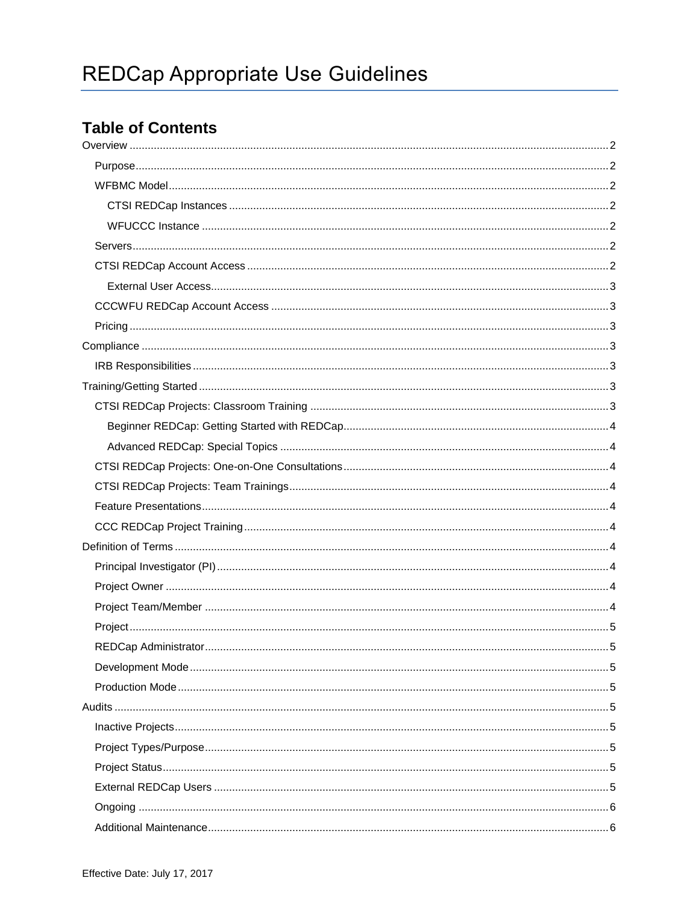# REDCap Appropriate Use Guidelines

## Table of Contents

- Overview ... 2
  - Purpose ... 2
  - WFBMC Model ... 2
    - CTSI REDCap Instances ... 2
    - WFUCCC Instance ... 2
  - Servers ... 2
  - CTSI REDCap Account Access ... 2
    - External User Access ... 3
  - CCCWFU REDCap Account Access ... 3
  - Pricing ... 3
- Compliance ... 3
  - IRB Responsibilities ... 3
- Training/Getting Started ... 3
  - CTSI REDCap Projects: Classroom Training ... 3
    - Beginner REDCap: Getting Started with REDCap ... 4
    - Advanced REDCap: Special Topics ... 4
  - CTSI REDCap Projects: One-on-One Consultations ... 4
  - CTSI REDCap Projects: Team Trainings ... 4
  - Feature Presentations ... 4
  - CCC REDCap Project Training ... 4
- Definition of Terms ... 4
  - Principal Investigator (PI) ... 4
  - Project Owner ... 4
  - Project Team/Member ... 4
  - Project ... 5
  - REDCap Administrator ... 5
  - Development Mode ... 5
  - Production Mode ... 5
- Audits ... 5
  - Inactive Projects ... 5
  - Project Types/Purpose ... 5
  - Project Status ... 5
  - External REDCap Users ... 5
  - Ongoing ... 6
  - Additional Maintenance ... 6

Effective Date: July 17, 2017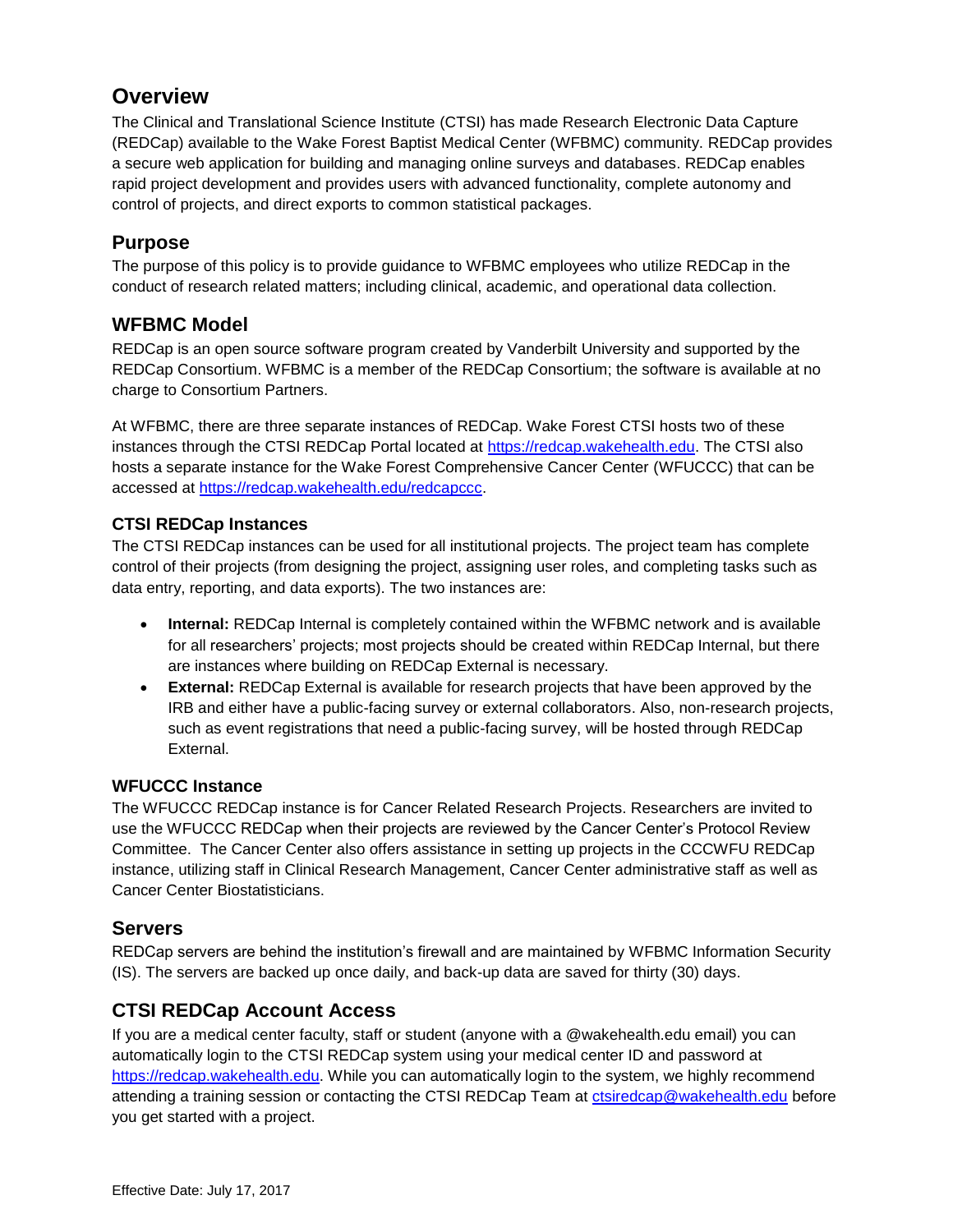## Overview

The Clinical and Translational Science Institute (CTSI) has made Research Electronic Data Capture (REDCap) available to the Wake Forest Baptist Medical Center (WFBMC) community. REDCap provides a secure web application for building and managing online surveys and databases. REDCap enables rapid project development and provides users with advanced functionality, complete autonomy and control of projects, and direct exports to common statistical packages.

## Purpose

The purpose of this policy is to provide guidance to WFBMC employees who utilize REDCap in the conduct of research related matters; including clinical, academic, and operational data collection.

## WFBMC Model

REDCap is an open source software program created by Vanderbilt University and supported by the REDCap Consortium. WFBMC is a member of the REDCap Consortium; the software is available at no charge to Consortium Partners.

At WFBMC, there are three separate instances of REDCap. Wake Forest CTSI hosts two of these instances through the CTSI REDCap Portal located at [https://redcap.wakehealth.edu](https://redcap.wakehealth.edu). The CTSI also hosts a separate instance for the Wake Forest Comprehensive Cancer Center (WFUCCC) that can be accessed at [https://redcap.wakehealth.edu/redcapccc](https://redcap.wakehealth.edu/redcapccc).

### CTSI REDCap Instances

The CTSI REDCap instances can be used for all institutional projects. The project team has complete control of their projects (from designing the project, assigning user roles, and completing tasks such as data entry, reporting, and data exports). The two instances are:

- **Internal:** REDCap Internal is completely contained within the WFBMC network and is available for all researchers' projects; most projects should be created within REDCap Internal, but there are instances where building on REDCap External is necessary.
- **External:** REDCap External is available for research projects that have been approved by the IRB and either have a public-facing survey or external collaborators. Also, non-research projects, such as event registrations that need a public-facing survey, will be hosted through REDCap External.

### WFUCCC Instance

The WFUCCC REDCap instance is for Cancer Related Research Projects. Researchers are invited to use the WFUCCC REDCap when their projects are reviewed by the Cancer Center's Protocol Review Committee. The Cancer Center also offers assistance in setting up projects in the CCCWFU REDCap instance, utilizing staff in Clinical Research Management, Cancer Center administrative staff as well as Cancer Center Biostatisticians.

## Servers

REDCap servers are behind the institution's firewall and are maintained by WFBMC Information Security (IS). The servers are backed up once daily, and back-up data are saved for thirty (30) days.

## CTSI REDCap Account Access

If you are a medical center faculty, staff or student (anyone with a @wakehealth.edu email) you can automatically login to the CTSI REDCap system using your medical center ID and password at [https://redcap.wakehealth.edu](https://redcap.wakehealth.edu). While you can automatically login to the system, we highly recommend attending a training session or contacting the CTSI REDCap Team at [ctsiredcap@wakehealth.edu](mailto:ctsiredcap@wakehealth.edu) before you get started with a project.

Effective Date: July 17, 2017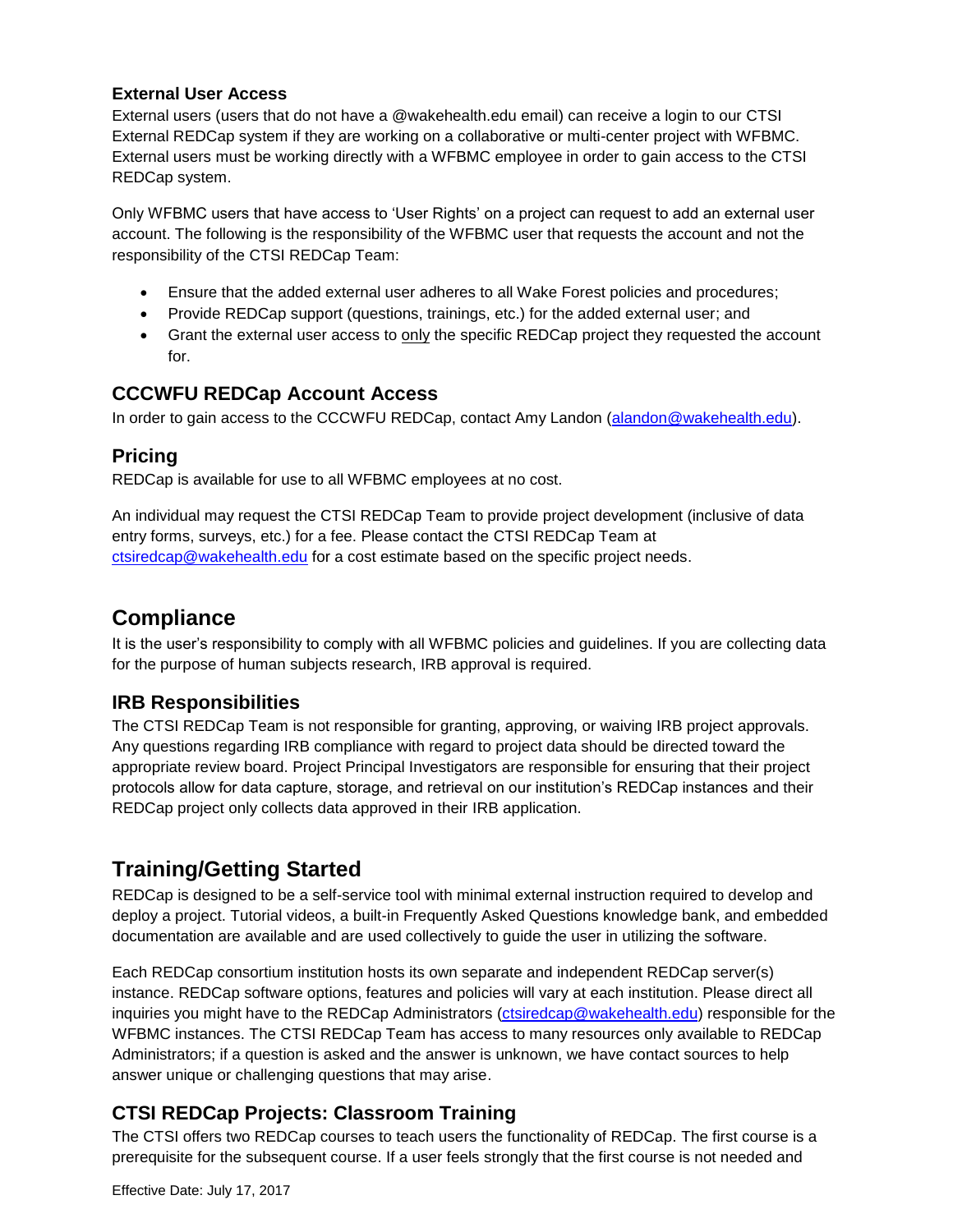### External User Access

External users (users that do not have a @wakehealth.edu email) can receive a login to our CTSI External REDCap system if they are working on a collaborative or multi-center project with WFBMC. External users must be working directly with a WFBMC employee in order to gain access to the CTSI REDCap system.

Only WFBMC users that have access to 'User Rights' on a project can request to add an external user account. The following is the responsibility of the WFBMC user that requests the account and not the responsibility of the CTSI REDCap Team:

- Ensure that the added external user adheres to all Wake Forest policies and procedures;
- Provide REDCap support (questions, trainings, etc.) for the added external user; and
- Grant the external user access to only the specific REDCap project they requested the account for.

## CCCWFU REDCap Account Access

In order to gain access to the CCCWFU REDCap, contact Amy Landon (alandon@wakehealth.edu).

## Pricing

REDCap is available for use to all WFBMC employees at no cost.

An individual may request the CTSI REDCap Team to provide project development (inclusive of data entry forms, surveys, etc.) for a fee. Please contact the CTSI REDCap Team at ctsiredcap@wakehealth.edu for a cost estimate based on the specific project needs.

# Compliance

It is the user's responsibility to comply with all WFBMC policies and guidelines. If you are collecting data for the purpose of human subjects research, IRB approval is required.

## IRB Responsibilities

The CTSI REDCap Team is not responsible for granting, approving, or waiving IRB project approvals. Any questions regarding IRB compliance with regard to project data should be directed toward the appropriate review board. Project Principal Investigators are responsible for ensuring that their project protocols allow for data capture, storage, and retrieval on our institution's REDCap instances and their REDCap project only collects data approved in their IRB application.

# Training/Getting Started

REDCap is designed to be a self-service tool with minimal external instruction required to develop and deploy a project. Tutorial videos, a built-in Frequently Asked Questions knowledge bank, and embedded documentation are available and are used collectively to guide the user in utilizing the software.

Each REDCap consortium institution hosts its own separate and independent REDCap server(s) instance. REDCap software options, features and policies will vary at each institution. Please direct all inquiries you might have to the REDCap Administrators (ctsiredcap@wakehealth.edu) responsible for the WFBMC instances. The CTSI REDCap Team has access to many resources only available to REDCap Administrators; if a question is asked and the answer is unknown, we have contact sources to help answer unique or challenging questions that may arise.

## CTSI REDCap Projects: Classroom Training

The CTSI offers two REDCap courses to teach users the functionality of REDCap. The first course is a prerequisite for the subsequent course. If a user feels strongly that the first course is not needed and

Effective Date: July 17, 2017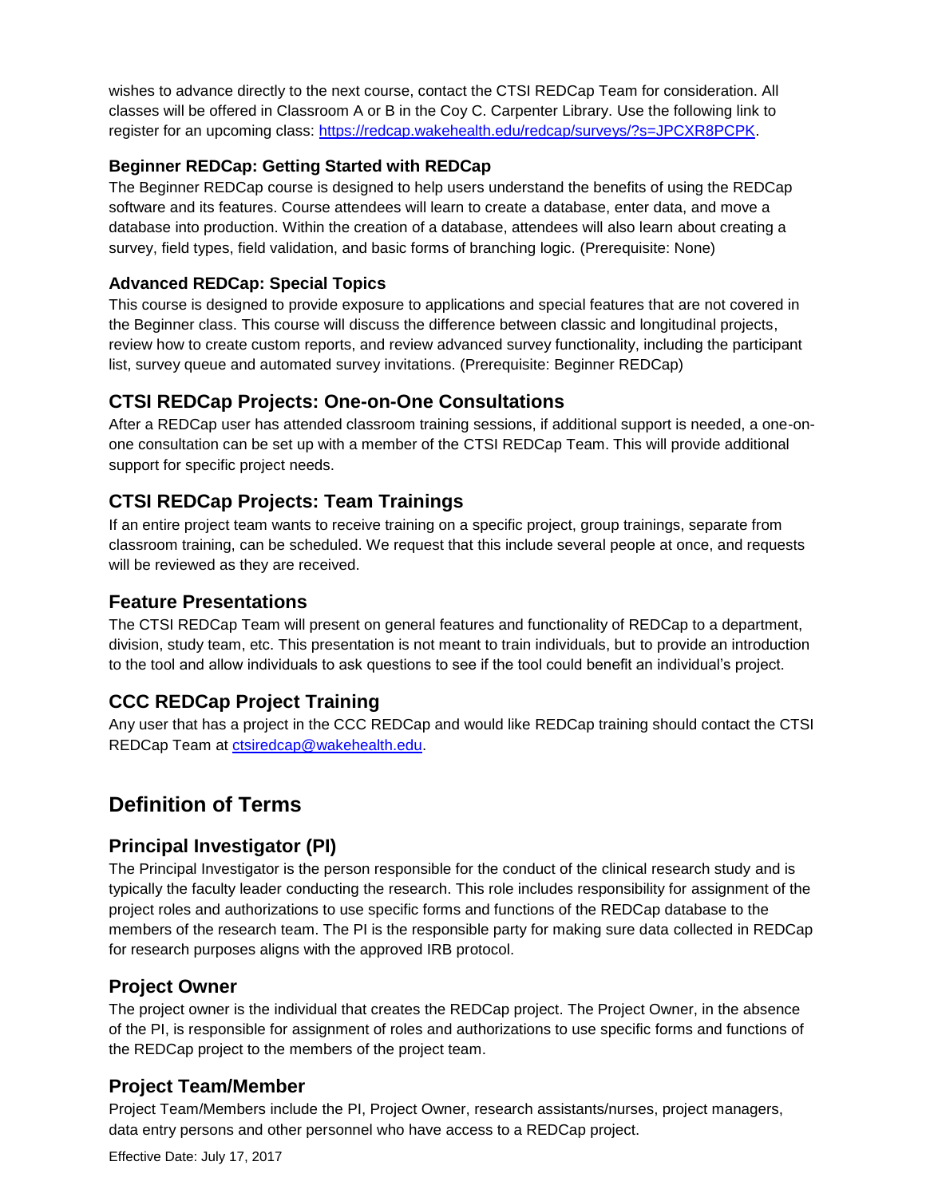wishes to advance directly to the next course, contact the CTSI REDCap Team for consideration. All classes will be offered in Classroom A or B in the Coy C. Carpenter Library. Use the following link to register for an upcoming class: https://redcap.wakehealth.edu/redcap/surveys/?s=JPCXR8PCPK.

### Beginner REDCap: Getting Started with REDCap

The Beginner REDCap course is designed to help users understand the benefits of using the REDCap software and its features. Course attendees will learn to create a database, enter data, and move a database into production. Within the creation of a database, attendees will also learn about creating a survey, field types, field validation, and basic forms of branching logic. (Prerequisite: None)

### Advanced REDCap: Special Topics

This course is designed to provide exposure to applications and special features that are not covered in the Beginner class. This course will discuss the difference between classic and longitudinal projects, review how to create custom reports, and review advanced survey functionality, including the participant list, survey queue and automated survey invitations. (Prerequisite: Beginner REDCap)

## CTSI REDCap Projects: One-on-One Consultations

After a REDCap user has attended classroom training sessions, if additional support is needed, a one-on-one consultation can be set up with a member of the CTSI REDCap Team. This will provide additional support for specific project needs.

## CTSI REDCap Projects: Team Trainings

If an entire project team wants to receive training on a specific project, group trainings, separate from classroom training, can be scheduled. We request that this include several people at once, and requests will be reviewed as they are received.

## Feature Presentations

The CTSI REDCap Team will present on general features and functionality of REDCap to a department, division, study team, etc. This presentation is not meant to train individuals, but to provide an introduction to the tool and allow individuals to ask questions to see if the tool could benefit an individual's project.

## CCC REDCap Project Training

Any user that has a project in the CCC REDCap and would like REDCap training should contact the CTSI REDCap Team at ctsiredcap@wakehealth.edu.

# Definition of Terms

## Principal Investigator (PI)

The Principal Investigator is the person responsible for the conduct of the clinical research study and is typically the faculty leader conducting the research. This role includes responsibility for assignment of the project roles and authorizations to use specific forms and functions of the REDCap database to the members of the research team. The PI is the responsible party for making sure data collected in REDCap for research purposes aligns with the approved IRB protocol.

## Project Owner

The project owner is the individual that creates the REDCap project. The Project Owner, in the absence of the PI, is responsible for assignment of roles and authorizations to use specific forms and functions of the REDCap project to the members of the project team.

## Project Team/Member

Project Team/Members include the PI, Project Owner, research assistants/nurses, project managers, data entry persons and other personnel who have access to a REDCap project.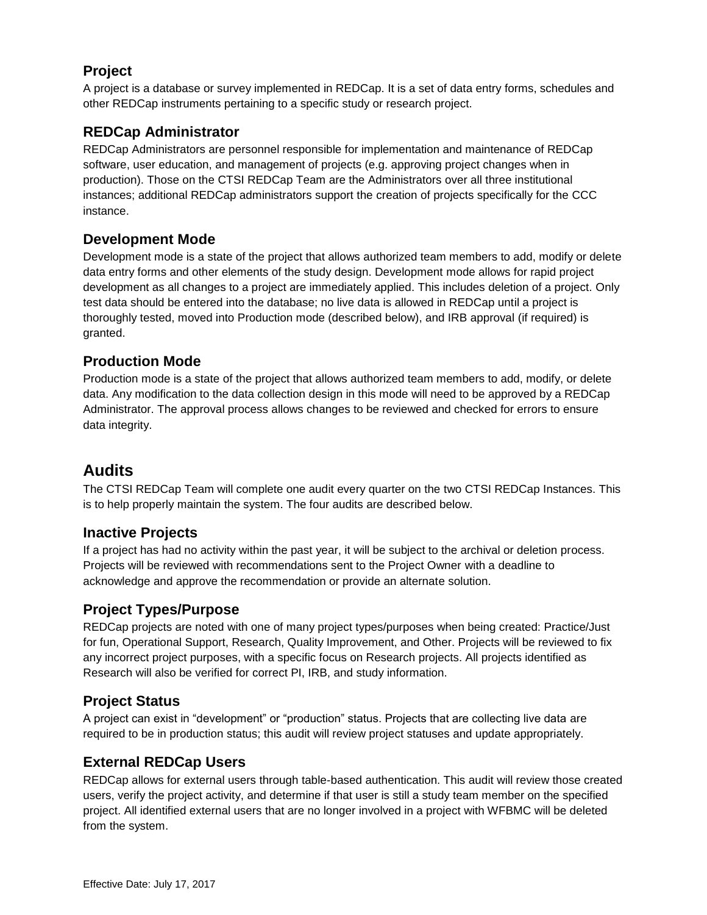### Project

A project is a database or survey implemented in REDCap. It is a set of data entry forms, schedules and other REDCap instruments pertaining to a specific study or research project.

### REDCap Administrator

REDCap Administrators are personnel responsible for implementation and maintenance of REDCap software, user education, and management of projects (e.g. approving project changes when in production). Those on the CTSI REDCap Team are the Administrators over all three institutional instances; additional REDCap administrators support the creation of projects specifically for the CCC instance.

### Development Mode

Development mode is a state of the project that allows authorized team members to add, modify or delete data entry forms and other elements of the study design. Development mode allows for rapid project development as all changes to a project are immediately applied. This includes deletion of a project. Only test data should be entered into the database; no live data is allowed in REDCap until a project is thoroughly tested, moved into Production mode (described below), and IRB approval (if required) is granted.

### Production Mode

Production mode is a state of the project that allows authorized team members to add, modify, or delete data. Any modification to the data collection design in this mode will need to be approved by a REDCap Administrator. The approval process allows changes to be reviewed and checked for errors to ensure data integrity.

## Audits

The CTSI REDCap Team will complete one audit every quarter on the two CTSI REDCap Instances. This is to help properly maintain the system. The four audits are described below.

### Inactive Projects

If a project has had no activity within the past year, it will be subject to the archival or deletion process. Projects will be reviewed with recommendations sent to the Project Owner with a deadline to acknowledge and approve the recommendation or provide an alternate solution.

### Project Types/Purpose

REDCap projects are noted with one of many project types/purposes when being created: Practice/Just for fun, Operational Support, Research, Quality Improvement, and Other. Projects will be reviewed to fix any incorrect project purposes, with a specific focus on Research projects. All projects identified as Research will also be verified for correct PI, IRB, and study information.

### Project Status

A project can exist in “development” or “production” status. Projects that are collecting live data are required to be in production status; this audit will review project statuses and update appropriately.

### External REDCap Users

REDCap allows for external users through table-based authentication. This audit will review those created users, verify the project activity, and determine if that user is still a study team member on the specified project. All identified external users that are no longer involved in a project with WFBMC will be deleted from the system.

Effective Date: July 17, 2017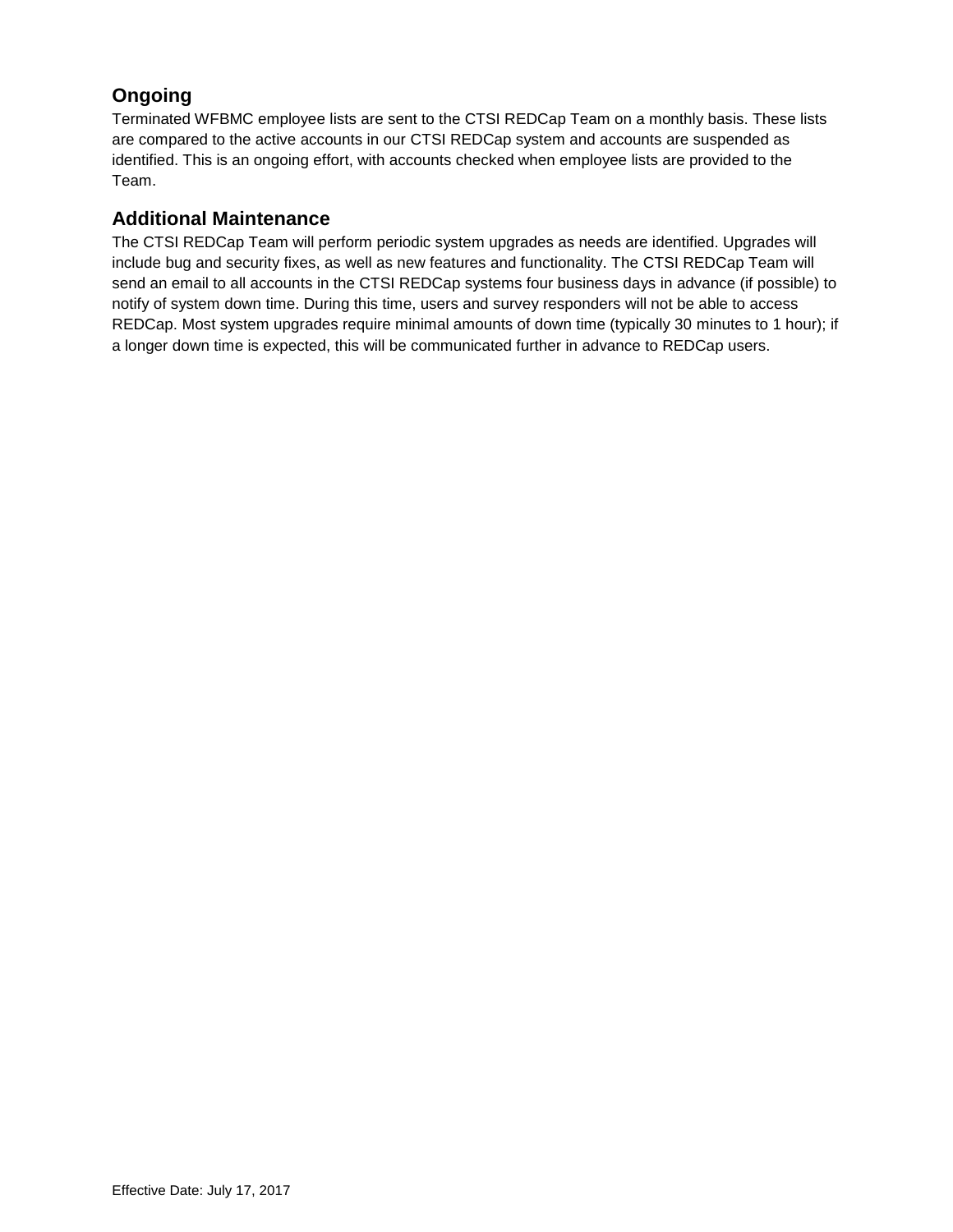## Ongoing

Terminated WFBMC employee lists are sent to the CTSI REDCap Team on a monthly basis. These lists are compared to the active accounts in our CTSI REDCap system and accounts are suspended as identified. This is an ongoing effort, with accounts checked when employee lists are provided to the Team.

## Additional Maintenance

The CTSI REDCap Team will perform periodic system upgrades as needs are identified. Upgrades will include bug and security fixes, as well as new features and functionality. The CTSI REDCap Team will send an email to all accounts in the CTSI REDCap systems four business days in advance (if possible) to notify of system down time. During this time, users and survey responders will not be able to access REDCap. Most system upgrades require minimal amounts of down time (typically 30 minutes to 1 hour); if a longer down time is expected, this will be communicated further in advance to REDCap users.